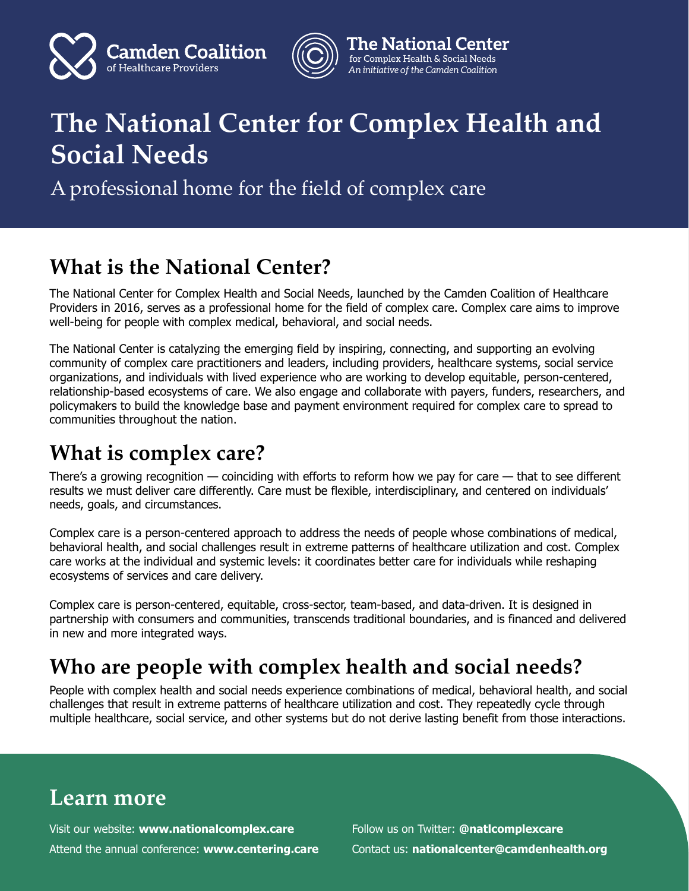Camden Coalition of Healthcare Providers

The National Center for Complex Health & Social Needs
*An initiative of the Camden Coalition*

# The National Center for Complex Health and Social Needs

A professional home for the field of complex care

## What is the National Center?

The National Center for Complex Health and Social Needs, launched by the Camden Coalition of Healthcare Providers in 2016, serves as a professional home for the field of complex care. Complex care aims to improve well-being for people with complex medical, behavioral, and social needs.

The National Center is catalyzing the emerging field by inspiring, connecting, and supporting an evolving community of complex care practitioners and leaders, including providers, healthcare systems, social service organizations, and individuals with lived experience who are working to develop equitable, person-centered, relationship-based ecosystems of care. We also engage and collaborate with payers, funders, researchers, and policymakers to build the knowledge base and payment environment required for complex care to spread to communities throughout the nation.

## What is complex care?

There's a growing recognition — coinciding with efforts to reform how we pay for care — that to see different results we must deliver care differently. Care must be flexible, interdisciplinary, and centered on individuals' needs, goals, and circumstances.

Complex care is a person-centered approach to address the needs of people whose combinations of medical, behavioral health, and social challenges result in extreme patterns of healthcare utilization and cost. Complex care works at the individual and systemic levels: it coordinates better care for individuals while reshaping ecosystems of services and care delivery.

Complex care is person-centered, equitable, cross-sector, team-based, and data-driven. It is designed in partnership with consumers and communities, transcends traditional boundaries, and is financed and delivered in new and more integrated ways.

## Who are people with complex health and social needs?

People with complex health and social needs experience combinations of medical, behavioral health, and social challenges that result in extreme patterns of healthcare utilization and cost. They repeatedly cycle through multiple healthcare, social service, and other systems but do not derive lasting benefit from those interactions.

## Learn more

Visit our website: **www.nationalcomplex.care**

Attend the annual conference: **www.centering.care**

Follow us on Twitter: **@natlcomplexcare**

Contact us: **nationalcenter@camdenhealth.org**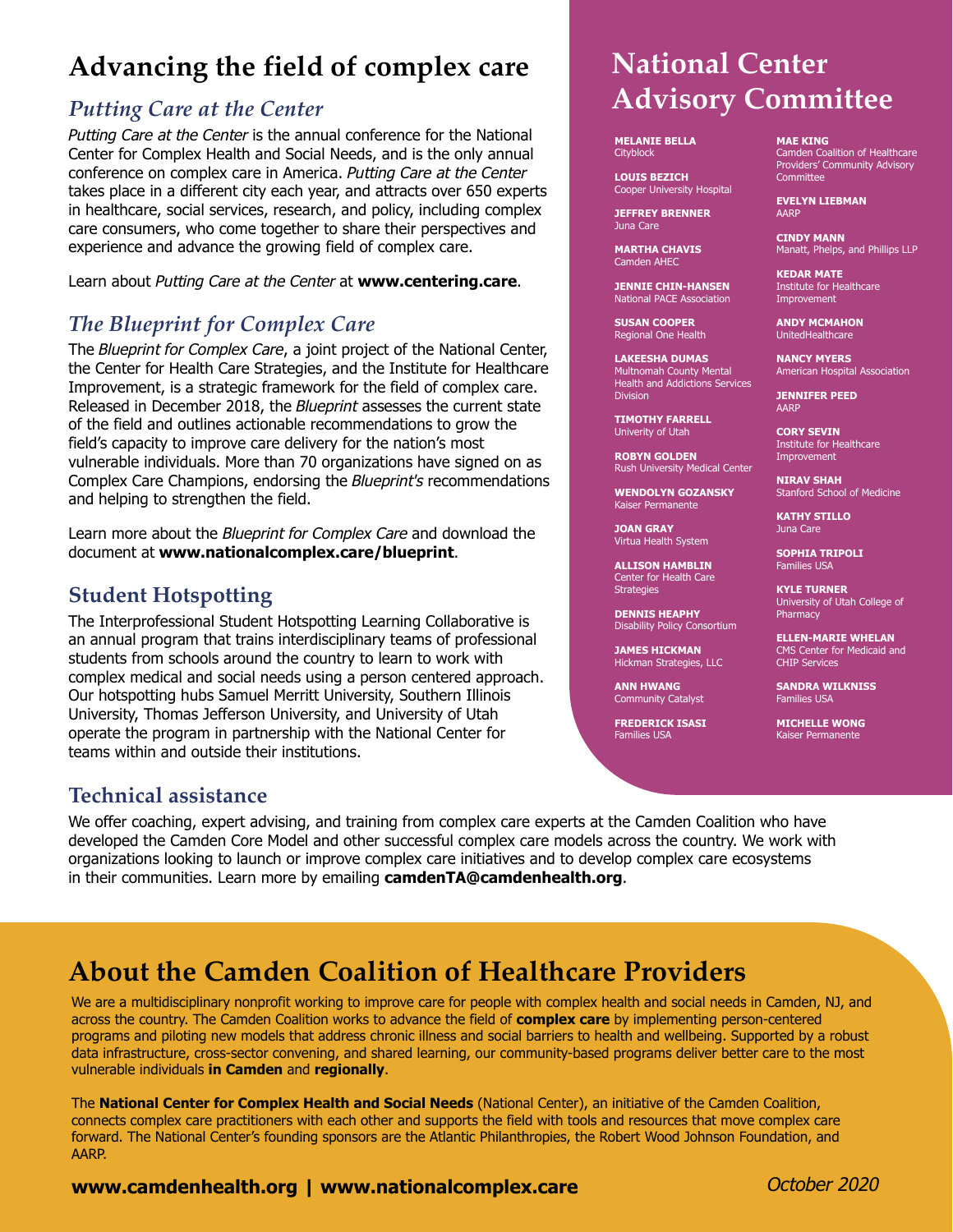# Advancing the field of complex care

## *Putting Care at the Center*

*Putting Care at the Center* is the annual conference for the National Center for Complex Health and Social Needs, and is the only annual conference on complex care in America. *Putting Care at the Center* takes place in a different city each year, and attracts over 650 experts in healthcare, social services, research, and policy, including complex care consumers, who come together to share their perspectives and experience and advance the growing field of complex care.

Learn about *Putting Care at the Center* at **www.centering.care**.

## *The Blueprint for Complex Care*

The *Blueprint for Complex Care*, a joint project of the National Center, the Center for Health Care Strategies, and the Institute for Healthcare Improvement, is a strategic framework for the field of complex care. Released in December 2018, the *Blueprint* assesses the current state of the field and outlines actionable recommendations to grow the field's capacity to improve care delivery for the nation's most vulnerable individuals. More than 70 organizations have signed on as Complex Care Champions, endorsing the *Blueprint's* recommendations and helping to strengthen the field.

Learn more about the *Blueprint for Complex Care* and download the document at **www.nationalcomplex.care/blueprint**.

## Student Hotspotting

The Interprofessional Student Hotspotting Learning Collaborative is an annual program that trains interdisciplinary teams of professional students from schools around the country to learn to work with complex medical and social needs using a person centered approach. Our hotspotting hubs Samuel Merritt University, Southern Illinois University, Thomas Jefferson University, and University of Utah operate the program in partnership with the National Center for teams within and outside their institutions.

## Technical assistance

We offer coaching, expert advising, and training from complex care experts at the Camden Coalition who have developed the Camden Core Model and other successful complex care models across the country. We work with organizations looking to launch or improve complex care initiatives and to develop complex care ecosystems in their communities. Learn more by emailing **camdenTA@camdenhealth.org**.

# National Center Advisory Committee

**MELANIE BELLA**
Cityblock

**LOUIS BEZICH**
Cooper University Hospital

**JEFFREY BRENNER**
Juna Care

**MARTHA CHAVIS**
Camden AHEC

**JENNIE CHIN-HANSEN**
National PACE Association

**SUSAN COOPER**
Regional One Health

**LAKEESHA DUMAS**
Multnomah County Mental Health and Addictions Services Division

**TIMOTHY FARRELL**
Univerity of Utah

**ROBYN GOLDEN**
Rush University Medical Center

**WENDOLYN GOZANSKY**
Kaiser Permanente

**JOAN GRAY**
Virtua Health System

**ALLISON HAMBLIN**
Center for Health Care Strategies

**DENNIS HEAPHY**
Disability Policy Consortium

**JAMES HICKMAN**
Hickman Strategies, LLC

**ANN HWANG**
Community Catalyst

**FREDERICK ISASI**
Families USA

**MAE KING**
Camden Coalition of Healthcare Providers' Community Advisory Committee

**EVELYN LIEBMAN**
AARP

**CINDY MANN**
Manatt, Phelps, and Phillips LLP

**KEDAR MATE**
Institute for Healthcare Improvement

**ANDY MCMAHON**
UnitedHealthcare

**NANCY MYERS**
American Hospital Association

**JENNIFER PEED**
AARP

**CORY SEVIN**
Institute for Healthcare Improvement

**NIRAV SHAH**
Stanford School of Medicine

**KATHY STILLO**
Juna Care

**SOPHIA TRIPOLI**
Families USA

**KYLE TURNER**
University of Utah College of Pharmacy

**ELLEN-MARIE WHELAN**
CMS Center for Medicaid and CHIP Services

**SANDRA WILKNISS**
Families USA

**MICHELLE WONG**
Kaiser Permanente

# About the Camden Coalition of Healthcare Providers

We are a multidisciplinary nonprofit working to improve care for people with complex health and social needs in Camden, NJ, and across the country. The Camden Coalition works to advance the field of **complex care** by implementing person-centered programs and piloting new models that address chronic illness and social barriers to health and wellbeing. Supported by a robust data infrastructure, cross-sector convening, and shared learning, our community-based programs deliver better care to the most vulnerable individuals **in Camden** and **regionally**.

The **National Center for Complex Health and Social Needs** (National Center), an initiative of the Camden Coalition, connects complex care practitioners with each other and supports the field with tools and resources that move complex care forward. The National Center's founding sponsors are the Atlantic Philanthropies, the Robert Wood Johnson Foundation, and AARP.

**www.camdenhealth.org | www.nationalcomplex.care**

*October 2020*